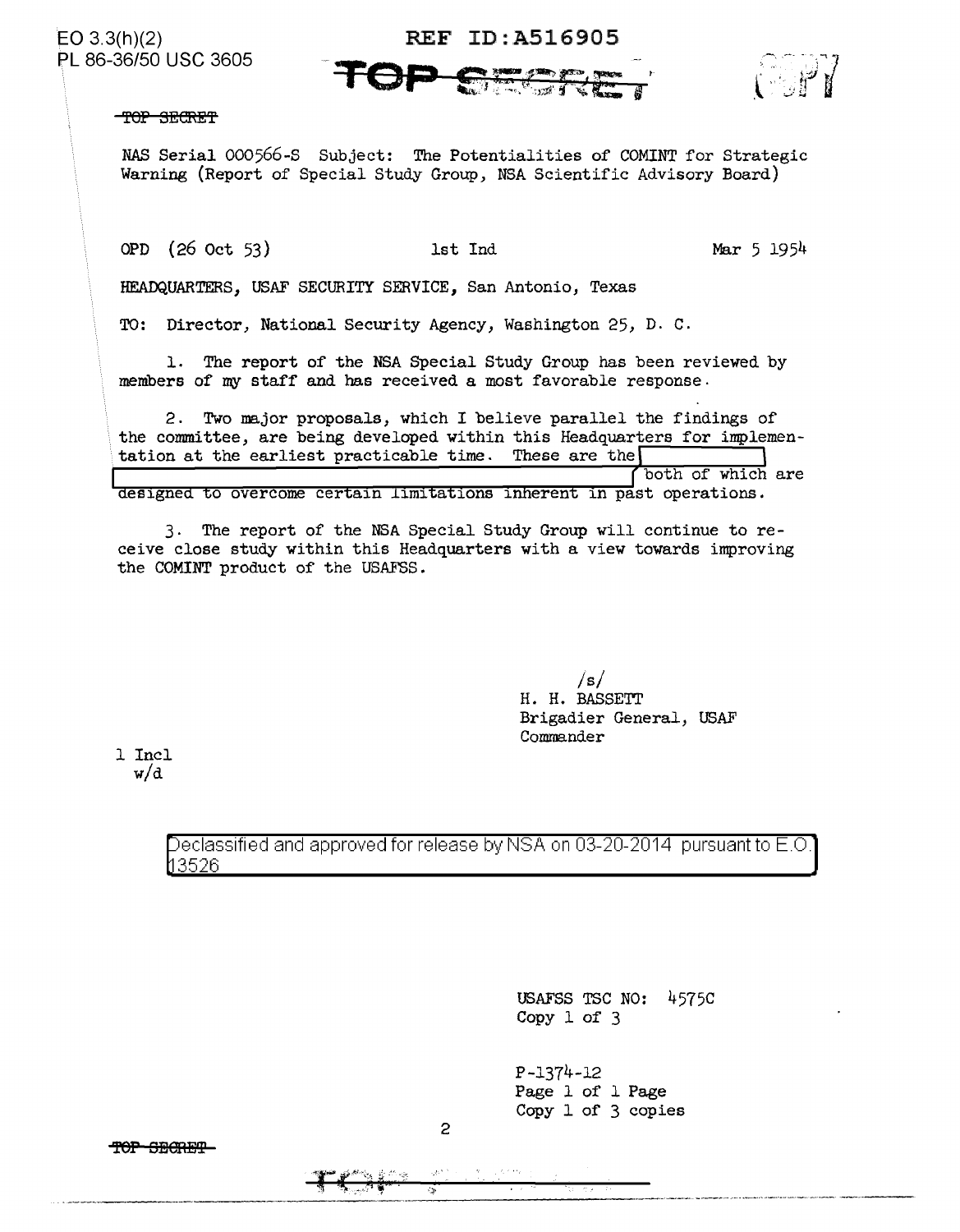EO 3.3(h)(2)
PL 86-36/50 USC 3605

REF ID:A516905

TOP SECRET

COPY

TOP SECRET

NAS Serial 000566-S Subject: The Potentialities of COMINT for Strategic Warning (Report of Special Study Group, NSA Scientific Advisory Board)

OPD (26 Oct 53) 1st Ind Mar 5 1954

HEADQUARTERS, USAF SECURITY SERVICE, San Antonio, Texas

TO: Director, National Security Agency, Washington 25, D. C.

1. The report of the NSA Special Study Group has been reviewed by members of my staff and has received a most favorable response.

2. Two major proposals, which I believe parallel the findings of the committee, are being developed within this Headquarters for implementation at the earliest practicable time. These are the [REDACTED] both of which are designed to overcome certain limitations inherent in past operations.

3. The report of the NSA Special Study Group will continue to receive close study within this Headquarters with a view towards improving the COMINT product of the USAFSS.

/s/
H. H. BASSETT
Brigadier General, USAF
Commander

1 Incl
w/d

Declassified and approved for release by NSA on 03-20-2014 pursuant to E.O. 13526

USAFSS TSC NO: 4575C
Copy 1 of 3

P-1374-12
Page 1 of 1 Page
Copy 1 of 3 copies

TOP SECRET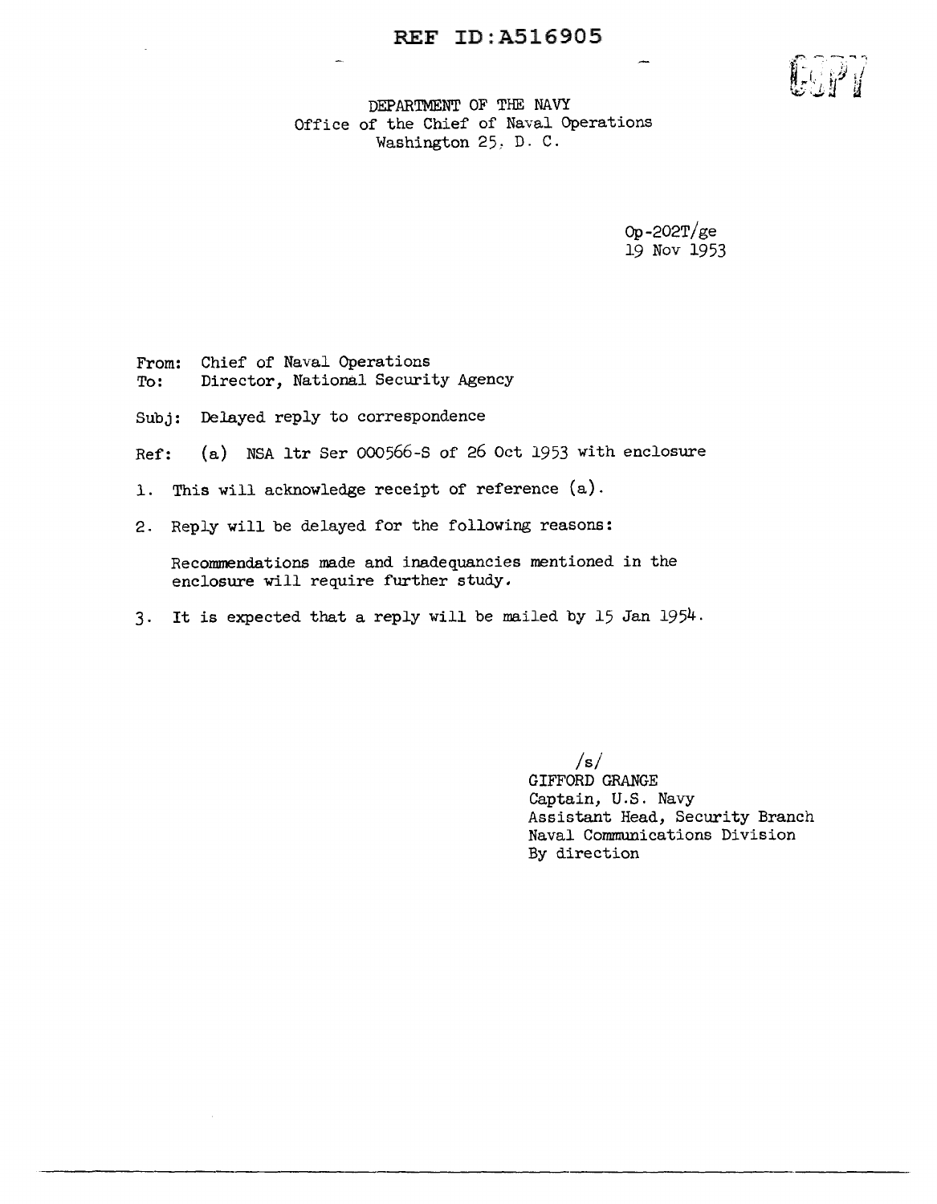DEPARTMENT OF THE NAVY
Office of the Chief of Naval Operations
Washington 25, D. C.

Op-202T/ge
19 Nov 1953

From: Chief of Naval Operations
To: Director, National Security Agency

Subj: Delayed reply to correspondence

Ref: (a) NSA ltr Ser 000566-S of 26 Oct 1953 with enclosure

1. This will acknowledge receipt of reference (a).

2. Reply will be delayed for the following reasons:

   Recommendations made and inadequancies mentioned in the enclosure will require further study.

3. It is expected that a reply will be mailed by 15 Jan 1954.

/s/
GIFFORD GRANGE
Captain, U.S. Navy
Assistant Head, Security Branch
Naval Communications Division
By direction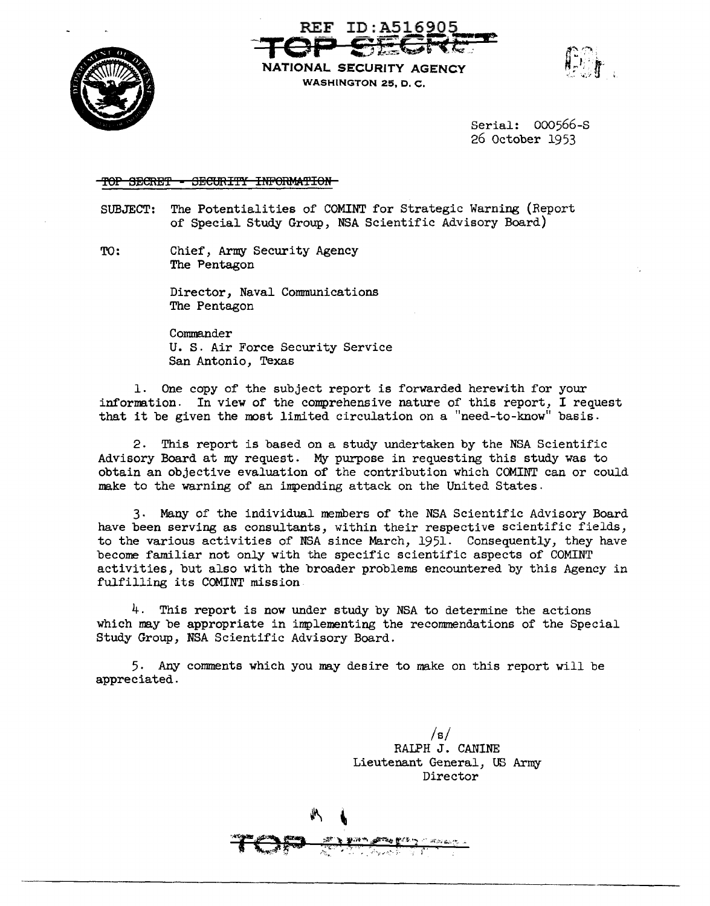REF ID:A516905

TOP SECRET

NATIONAL SECURITY AGENCY
WASHINGTON 25, D. C.

Serial: 000566-S
26 October 1953

~~TOP SECRET - SECURITY INFORMATION~~

SUBJECT: The Potentialities of COMINT for Strategic Warning (Report of Special Study Group, NSA Scientific Advisory Board)

TO: Chief, Army Security Agency
The Pentagon

Director, Naval Communications
The Pentagon

Commander
U. S. Air Force Security Service
San Antonio, Texas

1. One copy of the subject report is forwarded herewith for your information. In view of the comprehensive nature of this report, I request that it be given the most limited circulation on a "need-to-know" basis.

2. This report is based on a study undertaken by the NSA Scientific Advisory Board at my request. My purpose in requesting this study was to obtain an objective evaluation of the contribution which COMINT can or could make to the warning of an impending attack on the United States.

3. Many of the individual members of the NSA Scientific Advisory Board have been serving as consultants, within their respective scientific fields, to the various activities of NSA since March, 1951. Consequently, they have become familiar not only with the specific scientific aspects of COMINT activities, but also with the broader problems encountered by this Agency in fulfilling its COMINT mission.

4. This report is now under study by NSA to determine the actions which may be appropriate in implementing the recommendations of the Special Study Group, NSA Scientific Advisory Board.

5. Any comments which you may desire to make on this report will be appreciated.

/s/
RALPH J. CANINE
Lieutenant General, US Army
Director

TOP SECRET